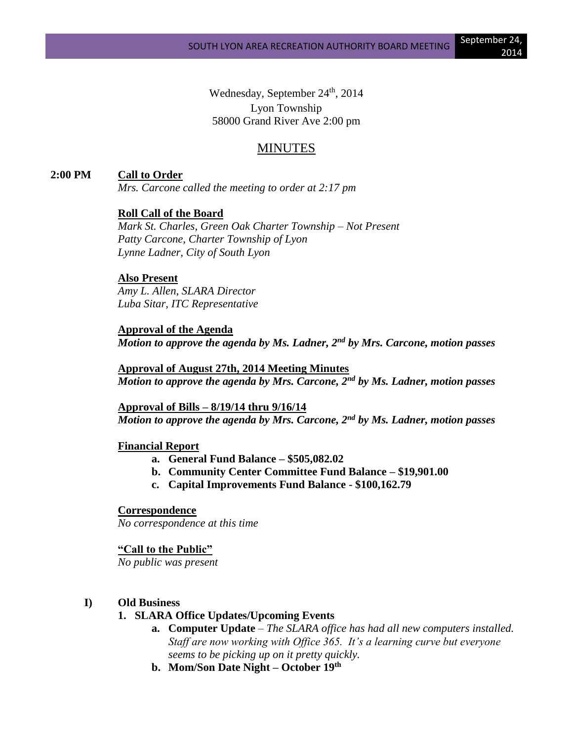Wednesday, September 24th, 2014
Lyon Township
58000 Grand River Ave 2:00 pm

# MINUTES

**2:00 PM** **Call to Order**

*Mrs. Carcone called the meeting to order at 2:17 pm*

**Roll Call of the Board**

*Mark St. Charles, Green Oak Charter Township – Not Present*
*Patty Carcone, Charter Township of Lyon*
*Lynne Ladner, City of South Lyon*

**Also Present**

*Amy L. Allen, SLARA Director*
*Luba Sitar, ITC Representative*

**Approval of the Agenda**

***Motion to approve the agenda by Ms. Ladner, 2nd by Mrs. Carcone, motion passes***

**Approval of August 27th, 2014 Meeting Minutes**

***Motion to approve the agenda by Mrs. Carcone, 2nd by Ms. Ladner, motion passes***

**Approval of Bills – 8/19/14 thru 9/16/14**

***Motion to approve the agenda by Mrs. Carcone, 2nd by Ms. Ladner, motion passes***

**Financial Report**

- **a. General Fund Balance – $505,082.02**
- **b. Community Center Committee Fund Balance – $19,901.00**
- **c. Capital Improvements Fund Balance - $100,162.79**

**Correspondence**

*No correspondence at this time*

**"Call to the Public"**

*No public was present*

**I) Old Business**

1. **SLARA Office Updates/Upcoming Events**
   - **a. Computer Update** – *The SLARA office has had all new computers installed. Staff are now working with Office 365. It's a learning curve but everyone seems to be picking up on it pretty quickly.*
   - **b. Mom/Son Date Night – October 19th**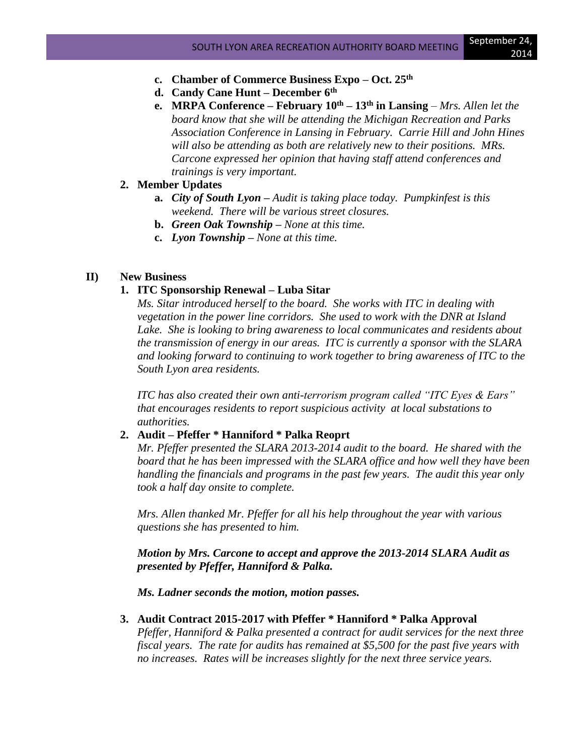c. **Chamber of Commerce Business Expo – Oct. 25th**
d. **Candy Cane Hunt – December 6th**
e. **MRPA Conference – February 10th – 13th in Lansing** – *Mrs. Allen let the board know that she will be attending the Michigan Recreation and Parks Association Conference in Lansing in February. Carrie Hill and John Hines will also be attending as both are relatively new to their positions. MRs. Carcone expressed her opinion that having staff attend conferences and trainings is very important.*

2. **Member Updates**
   a. ***City of South Lyon*** *– Audit is taking place today. Pumpkinfest is this weekend. There will be various street closures.*
   b. ***Green Oak Township*** *– None at this time.*
   c. ***Lyon Township*** *– None at this time.*

## II) New Business

1. **ITC Sponsorship Renewal – Luba Sitar**

   *Ms. Sitar introduced herself to the board. She works with ITC in dealing with vegetation in the power line corridors. She used to work with the DNR at Island Lake. She is looking to bring awareness to local communicates and residents about the transmission of energy in our areas. ITC is currently a sponsor with the SLARA and looking forward to continuing to work together to bring awareness of ITC to the South Lyon area residents.*

   *ITC has also created their own anti-terrorism program called "ITC Eyes & Ears" that encourages residents to report suspicious activity at local substations to authorities.*

2. **Audit – Pfeffer * Hanniford * Palka Reoprt**

   *Mr. Pfeffer presented the SLARA 2013-2014 audit to the board. He shared with the board that he has been impressed with the SLARA office and how well they have been handling the financials and programs in the past few years. The audit this year only took a half day onsite to complete.*

   *Mrs. Allen thanked Mr. Pfeffer for all his help throughout the year with various questions she has presented to him.*

   ***Motion by Mrs. Carcone to accept and approve the 2013-2014 SLARA Audit as presented by Pfeffer, Hanniford & Palka.***

   ***Ms. Ladner seconds the motion, motion passes.***

3. **Audit Contract 2015-2017 with Pfeffer * Hanniford * Palka Approval**

   *Pfeffer, Hanniford & Palka presented a contract for audit services for the next three fiscal years. The rate for audits has remained at $5,500 for the past five years with no increases. Rates will be increases slightly for the next three service years.*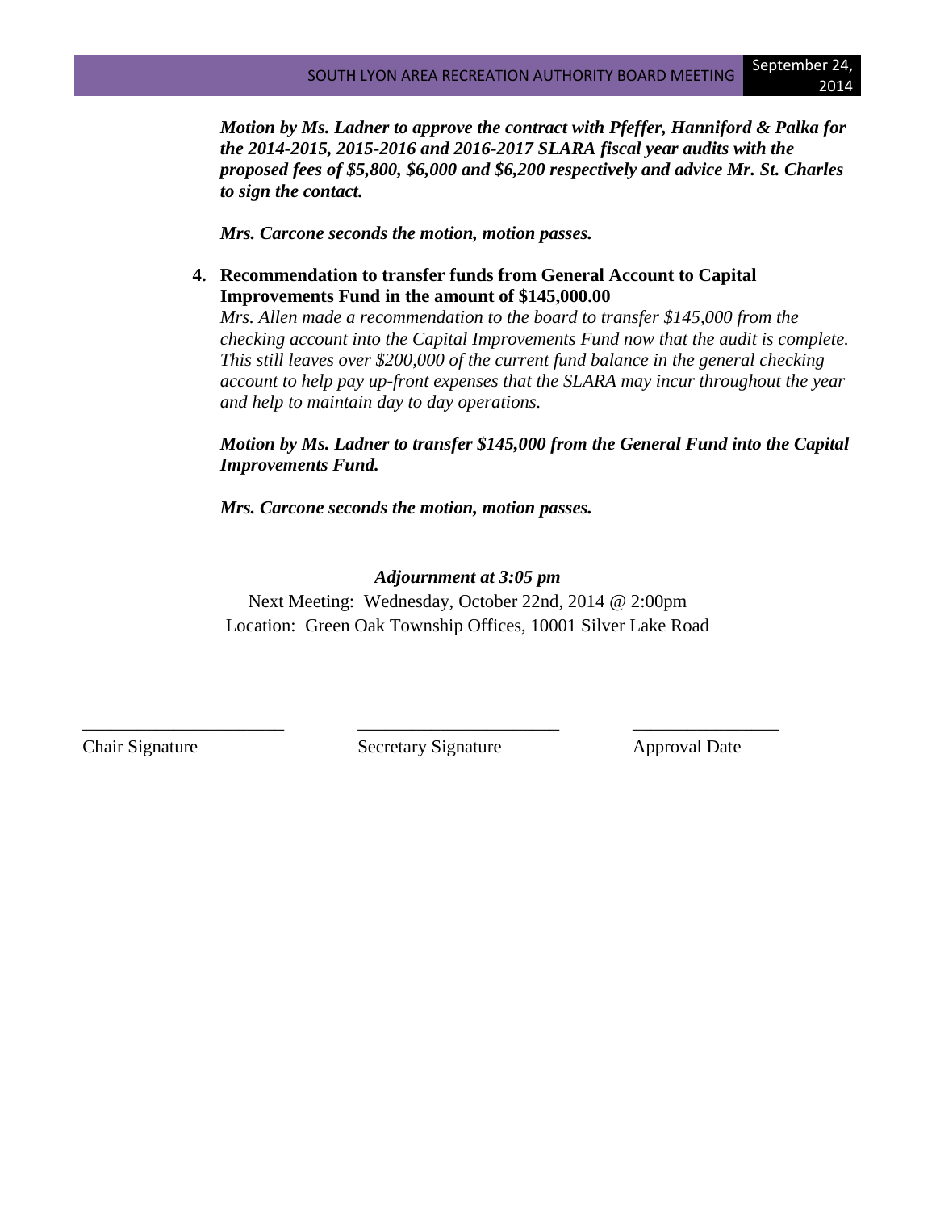***Motion by Ms. Ladner to approve the contract with Pfeffer, Hanniford & Palka for the 2014-2015, 2015-2016 and 2016-2017 SLARA fiscal year audits with the proposed fees of $5,800, $6,000 and $6,200 respectively and advice Mr. St. Charles to sign the contact.***

***Mrs. Carcone seconds the motion, motion passes.***

4. **Recommendation to transfer funds from General Account to Capital Improvements Fund in the amount of $145,000.00**

   *Mrs. Allen made a recommendation to the board to transfer $145,000 from the checking account into the Capital Improvements Fund now that the audit is complete. This still leaves over $200,000 of the current fund balance in the general checking account to help pay up-front expenses that the SLARA may incur throughout the year and help to maintain day to day operations.*

   ***Motion by Ms. Ladner to transfer $145,000 from the General Fund into the Capital Improvements Fund.***

   ***Mrs. Carcone seconds the motion, motion passes.***

***Adjournment at 3:05 pm***

Next Meeting: Wednesday, October 22nd, 2014 @ 2:00pm

Location: Green Oak Township Offices, 10001 Silver Lake Road

______________________ ______________________ ________________

Chair Signature Secretary Signature Approval Date